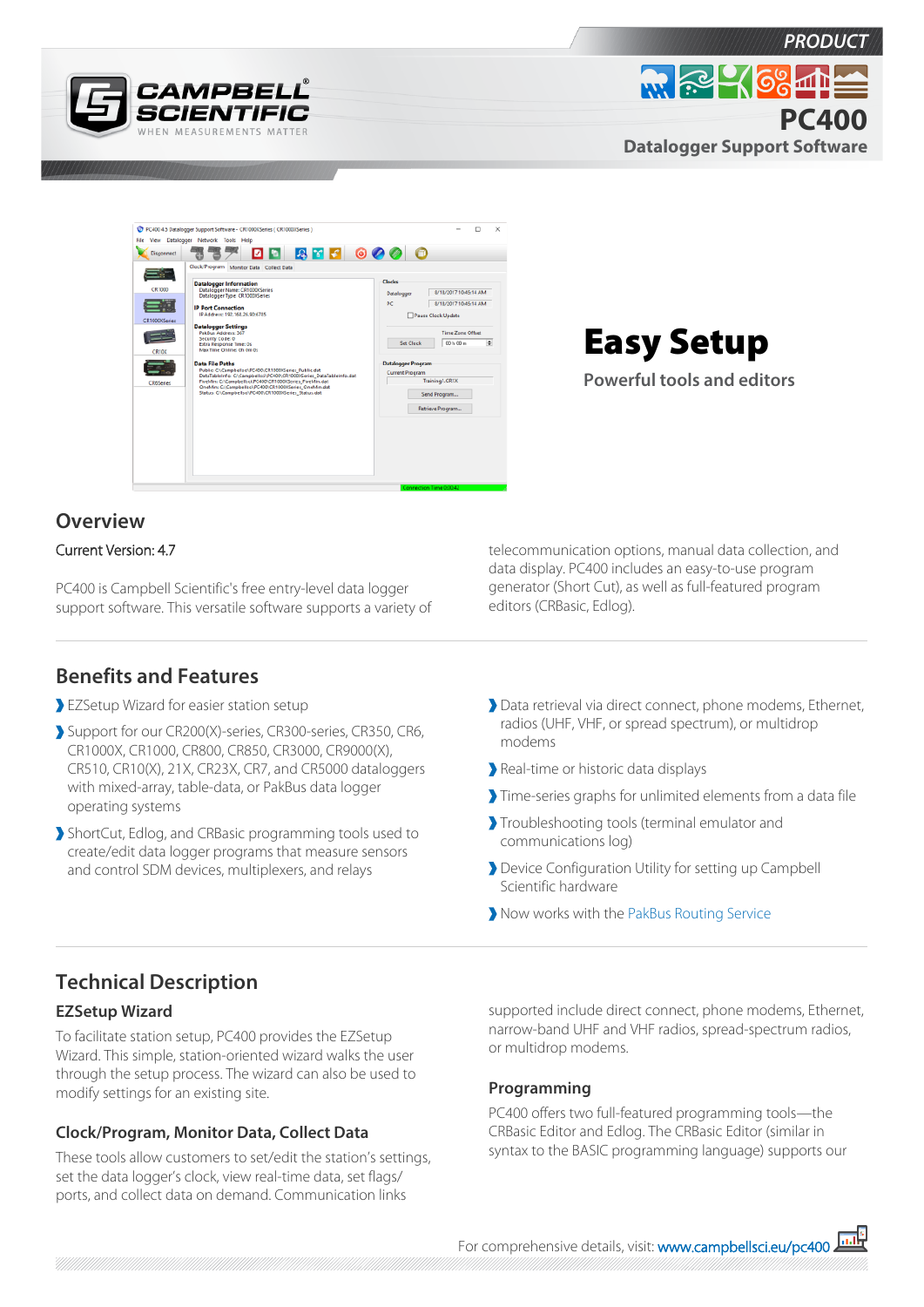PRODUCT

# PC400

Datalogger Support Software

## Easy Setup

Powerful tools and editors

## Overview

Current Version: 4.7

PC400 is Campbell Scientific's free entry-level data logger support software. This versatile software supports a variety of telecommunication options, manual data collection, and data display. PC400 includes an easy-to-use program generator (Short Cut), as well as full-featured program editors (CRBasic, Edlog).

## Benefits and Features

- EZSetup Wizard for easier station setup
- Support for our CR200(X)-series, CR300-series, CR350, CR6, CR1000X, CR1000, CR800, CR850, CR3000, CR9000(X), CR510, CR10(X), 21X, CR23X, CR7, and CR5000 dataloggers with mixed-array, table-data, or PakBus data logger operating systems
- ShortCut, Edlog, and CRBasic programming tools used to create/edit data logger programs that measure sensors and control SDM devices, multiplexers, and relays
- Data retrieval via direct connect, phone modems, Ethernet, radios (UHF, VHF, or spread spectrum), or multidrop modems
- Real-time or historic data displays
- Time-series graphs for unlimited elements from a data file
- Troubleshooting tools (terminal emulator and communications log)
- Device Configuration Utility for setting up Campbell Scientific hardware
- Now works with the PakBus Routing Service

## Technical Description

### EZSetup Wizard

To facilitate station setup, PC400 provides the EZSetup Wizard. This simple, station-oriented wizard walks the user through the setup process. The wizard can also be used to modify settings for an existing site.

### Clock/Program, Monitor Data, Collect Data

These tools allow customers to set/edit the station's settings, set the data logger's clock, view real-time data, set flags/ports, and collect data on demand. Communication links supported include direct connect, phone modems, Ethernet, narrow-band UHF and VHF radios, spread-spectrum radios, or multidrop modems.

### Programming

PC400 offers two full-featured programming tools—the CRBasic Editor and Edlog. The CRBasic Editor (similar in syntax to the BASIC programming language) supports our

For comprehensive details, visit: www.campbellsci.eu/pc400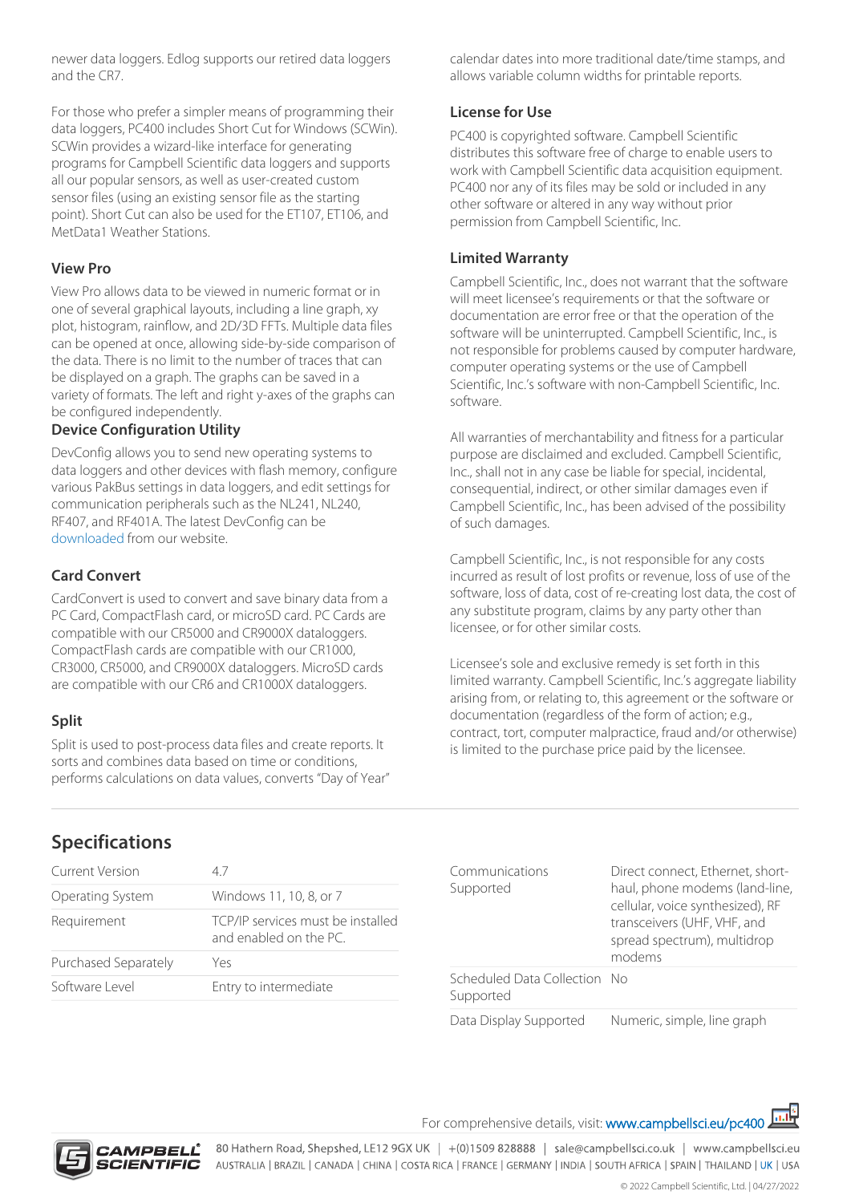newer data loggers. Edlog supports our retired data loggers and the CR7.

For those who prefer a simpler means of programming their data loggers, PC400 includes Short Cut for Windows (SCWin). SCWin provides a wizard-like interface for generating programs for Campbell Scientific data loggers and supports all our popular sensors, as well as user-created custom sensor files (using an existing sensor file as the starting point). Short Cut can also be used for the ET107, ET106, and MetData1 Weather Stations.

### View Pro

View Pro allows data to be viewed in numeric format or in one of several graphical layouts, including a line graph, xy plot, histogram, rainflow, and 2D/3D FFTs. Multiple data files can be opened at once, allowing side-by-side comparison of the data. There is no limit to the number of traces that can be displayed on a graph. The graphs can be saved in a variety of formats. The left and right y-axes of the graphs can be configured independently.

### Device Configuration Utility

DevConfig allows you to send new operating systems to data loggers and other devices with flash memory, configure various PakBus settings in data loggers, and edit settings for communication peripherals such as the NL241, NL240, RF407, and RF401A. The latest DevConfig can be downloaded from our website.

### Card Convert

CardConvert is used to convert and save binary data from a PC Card, CompactFlash card, or microSD card. PC Cards are compatible with our CR5000 and CR9000X dataloggers. CompactFlash cards are compatible with our CR1000, CR3000, CR5000, and CR9000X dataloggers. MicroSD cards are compatible with our CR6 and CR1000X dataloggers.

### Split

Split is used to post-process data files and create reports. It sorts and combines data based on time or conditions, performs calculations on data values, converts "Day of Year" calendar dates into more traditional date/time stamps, and allows variable column widths for printable reports.

### License for Use

PC400 is copyrighted software. Campbell Scientific distributes this software free of charge to enable users to work with Campbell Scientific data acquisition equipment. PC400 nor any of its files may be sold or included in any other software or altered in any way without prior permission from Campbell Scientific, Inc.

### Limited Warranty

Campbell Scientific, Inc., does not warrant that the software will meet licensee's requirements or that the software or documentation are error free or that the operation of the software will be uninterrupted. Campbell Scientific, Inc., is not responsible for problems caused by computer hardware, computer operating systems or the use of Campbell Scientific, Inc.'s software with non-Campbell Scientific, Inc. software.

All warranties of merchantability and fitness for a particular purpose are disclaimed and excluded. Campbell Scientific, Inc., shall not in any case be liable for special, incidental, consequential, indirect, or other similar damages even if Campbell Scientific, Inc., has been advised of the possibility of such damages.

Campbell Scientific, Inc., is not responsible for any costs incurred as result of lost profits or revenue, loss of use of the software, loss of data, cost of re-creating lost data, the cost of any substitute program, claims by any party other than licensee, or for other similar costs.

Licensee's sole and exclusive remedy is set forth in this limited warranty. Campbell Scientific, Inc.'s aggregate liability arising from, or relating to, this agreement or the software or documentation (regardless of the form of action; e.g., contract, tort, computer malpractice, fraud and/or otherwise) is limited to the purchase price paid by the licensee.

## Specifications

| | |
|---|---|
| Current Version | 4.7 |
| Operating System | Windows 11, 10, 8, or 7 |
| Requirement | TCP/IP services must be installed and enabled on the PC. |
| Purchased Separately | Yes |
| Software Level | Entry to intermediate |
| Communications Supported | Direct connect, Ethernet, short-haul, phone modems (land-line, cellular, voice synthesized), RF transceivers (UHF, VHF, and spread spectrum), multidrop modems |
| Scheduled Data Collection Supported | No |
| Data Display Supported | Numeric, simple, line graph |

For comprehensive details, visit: www.campbellsci.eu/pc400

CAMPBELL SCIENTIFIC

80 Hathern Road, Shepshed, LE12 9GX UK | +(0)1509 828888 | sale@campbellsci.co.uk | www.campbellsci.eu

AUSTRALIA | BRAZIL | CANADA | CHINA | COSTA RICA | FRANCE | GERMANY | INDIA | SOUTH AFRICA | SPAIN | THAILAND | UK | USA

© 2022 Campbell Scientific, Ltd. | 04/27/2022